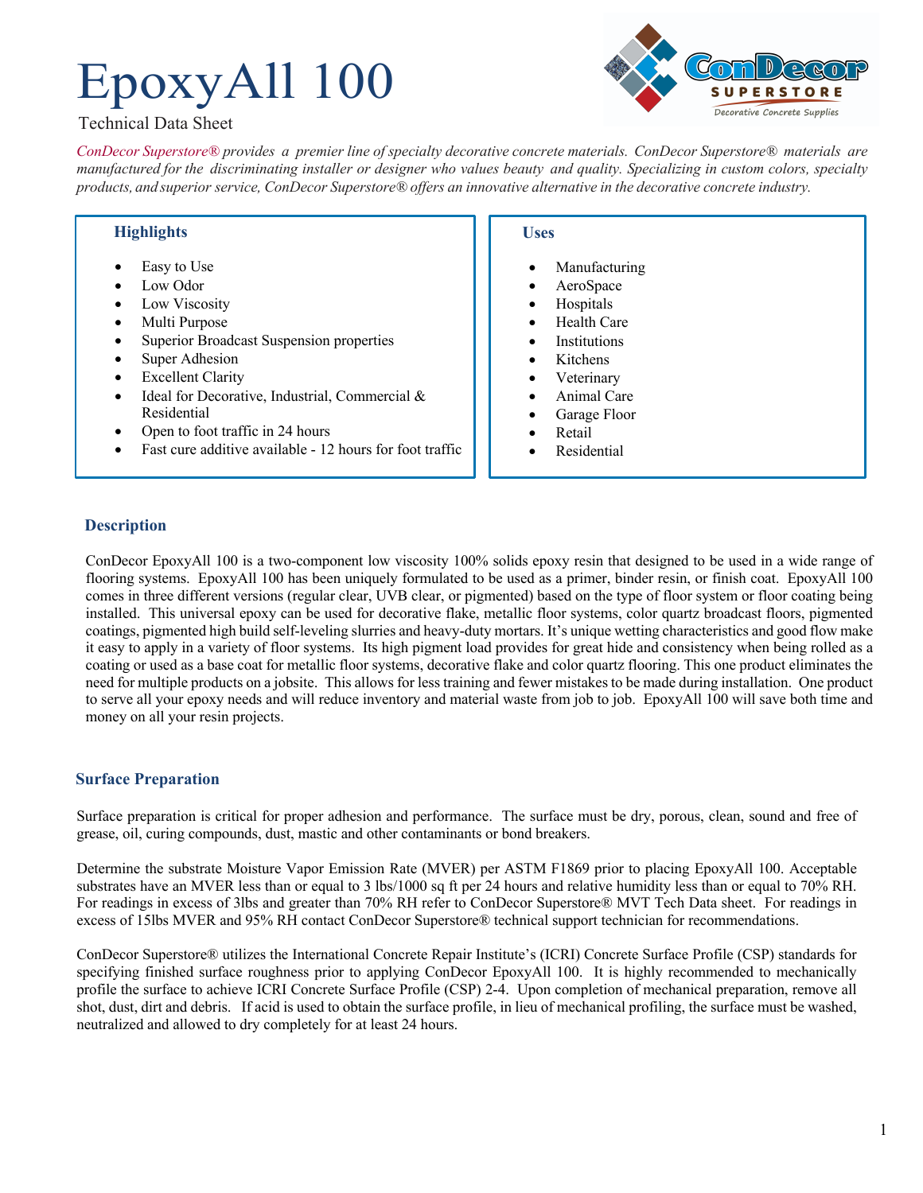# EpoxyAll 100

Technical Data Sheet

*ConDecor Superstore® provides a premier line of specialty decorative concrete materials. ConDecor Superstore® materials are manufactured for the discriminating installer or designer who values beauty and quality. Specializing in custom colors, specialty products, and superior service, ConDecor Superstore® offers an innovative alternative in the decorative concrete industry.*

### Highlights

- Easy to Use
- Low Odor
- Low Viscosity
- Multi Purpose
- Superior Broadcast Suspension properties
- Super Adhesion
- Excellent Clarity
- Ideal for Decorative, Industrial, Commercial & Residential
- Open to foot traffic in 24 hours
- Fast cure additive available - 12 hours for foot traffic

### Uses

- Manufacturing
- AeroSpace
- Hospitals
- Health Care
- Institutions
- Kitchens
- Veterinary
- Animal Care
- Garage Floor
- Retail
- Residential

## Description

ConDecor EpoxyAll 100 is a two-component low viscosity 100% solids epoxy resin that designed to be used in a wide range of flooring systems. EpoxyAll 100 has been uniquely formulated to be used as a primer, binder resin, or finish coat. EpoxyAll 100 comes in three different versions (regular clear, UVB clear, or pigmented) based on the type of floor system or floor coating being installed. This universal epoxy can be used for decorative flake, metallic floor systems, color quartz broadcast floors, pigmented coatings, pigmented high build self-leveling slurries and heavy-duty mortars. It's unique wetting characteristics and good flow make it easy to apply in a variety of floor systems. Its high pigment load provides for great hide and consistency when being rolled as a coating or used as a base coat for metallic floor systems, decorative flake and color quartz flooring. This one product eliminates the need for multiple products on a jobsite. This allows for less training and fewer mistakes to be made during installation. One product to serve all your epoxy needs and will reduce inventory and material waste from job to job. EpoxyAll 100 will save both time and money on all your resin projects.

## Surface Preparation

Surface preparation is critical for proper adhesion and performance. The surface must be dry, porous, clean, sound and free of grease, oil, curing compounds, dust, mastic and other contaminants or bond breakers.

Determine the substrate Moisture Vapor Emission Rate (MVER) per ASTM F1869 prior to placing EpoxyAll 100. Acceptable substrates have an MVER less than or equal to 3 lbs/1000 sq ft per 24 hours and relative humidity less than or equal to 70% RH. For readings in excess of 3lbs and greater than 70% RH refer to ConDecor Superstore® MVT Tech Data sheet. For readings in excess of 15lbs MVER and 95% RH contact ConDecor Superstore® technical support technician for recommendations.

ConDecor Superstore® utilizes the International Concrete Repair Institute's (ICRI) Concrete Surface Profile (CSP) standards for specifying finished surface roughness prior to applying ConDecor EpoxyAll 100. It is highly recommended to mechanically profile the surface to achieve ICRI Concrete Surface Profile (CSP) 2-4. Upon completion of mechanical preparation, remove all shot, dust, dirt and debris. If acid is used to obtain the surface profile, in lieu of mechanical profiling, the surface must be washed, neutralized and allowed to dry completely for at least 24 hours.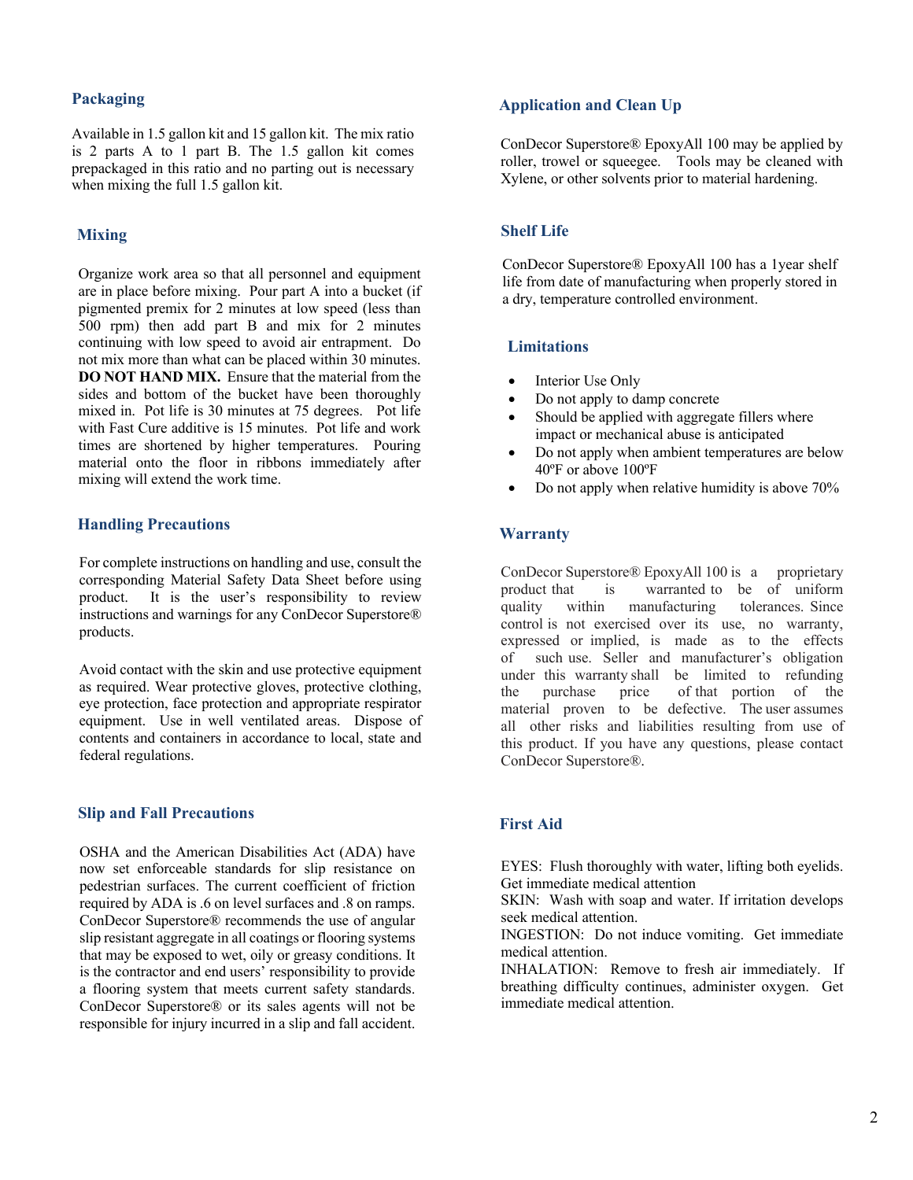## Packaging

Available in 1.5 gallon kit and 15 gallon kit. The mix ratio is 2 parts A to 1 part B. The 1.5 gallon kit comes prepackaged in this ratio and no parting out is necessary when mixing the full 1.5 gallon kit.

## Mixing

Organize work area so that all personnel and equipment are in place before mixing. Pour part A into a bucket (if pigmented premix for 2 minutes at low speed (less than 500 rpm) then add part B and mix for 2 minutes continuing with low speed to avoid air entrapment. Do not mix more than what can be placed within 30 minutes. **DO NOT HAND MIX.** Ensure that the material from the sides and bottom of the bucket have been thoroughly mixed in. Pot life is 30 minutes at 75 degrees. Pot life with Fast Cure additive is 15 minutes. Pot life and work times are shortened by higher temperatures. Pouring material onto the floor in ribbons immediately after mixing will extend the work time.

## Handling Precautions

For complete instructions on handling and use, consult the corresponding Material Safety Data Sheet before using product. It is the user's responsibility to review instructions and warnings for any ConDecor Superstore® products.

Avoid contact with the skin and use protective equipment as required. Wear protective gloves, protective clothing, eye protection, face protection and appropriate respirator equipment. Use in well ventilated areas. Dispose of contents and containers in accordance to local, state and federal regulations.

## Slip and Fall Precautions

OSHA and the American Disabilities Act (ADA) have now set enforceable standards for slip resistance on pedestrian surfaces. The current coefficient of friction required by ADA is .6 on level surfaces and .8 on ramps. ConDecor Superstore® recommends the use of angular slip resistant aggregate in all coatings or flooring systems that may be exposed to wet, oily or greasy conditions. It is the contractor and end users' responsibility to provide a flooring system that meets current safety standards. ConDecor Superstore® or its sales agents will not be responsible for injury incurred in a slip and fall accident.

## Application and Clean Up

ConDecor Superstore® EpoxyAll 100 may be applied by roller, trowel or squeegee. Tools may be cleaned with Xylene, or other solvents prior to material hardening.

## Shelf Life

ConDecor Superstore® EpoxyAll 100 has a 1year shelf life from date of manufacturing when properly stored in a dry, temperature controlled environment.

## Limitations

- Interior Use Only
- Do not apply to damp concrete
- Should be applied with aggregate fillers where impact or mechanical abuse is anticipated
- Do not apply when ambient temperatures are below 40ºF or above 100ºF
- Do not apply when relative humidity is above 70%

## Warranty

ConDecor Superstore® EpoxyAll 100 is a proprietary product that is warranted to be of uniform quality within manufacturing tolerances. Since control is not exercised over its use, no warranty, expressed or implied, is made as to the effects of such use. Seller and manufacturer's obligation under this warranty shall be limited to refunding the purchase price of that portion of the material proven to be defective. The user assumes all other risks and liabilities resulting from use of this product. If you have any questions, please contact ConDecor Superstore®.

## First Aid

EYES: Flush thoroughly with water, lifting both eyelids. Get immediate medical attention
SKIN: Wash with soap and water. If irritation develops seek medical attention.
INGESTION: Do not induce vomiting. Get immediate medical attention.
INHALATION: Remove to fresh air immediately. If breathing difficulty continues, administer oxygen. Get immediate medical attention.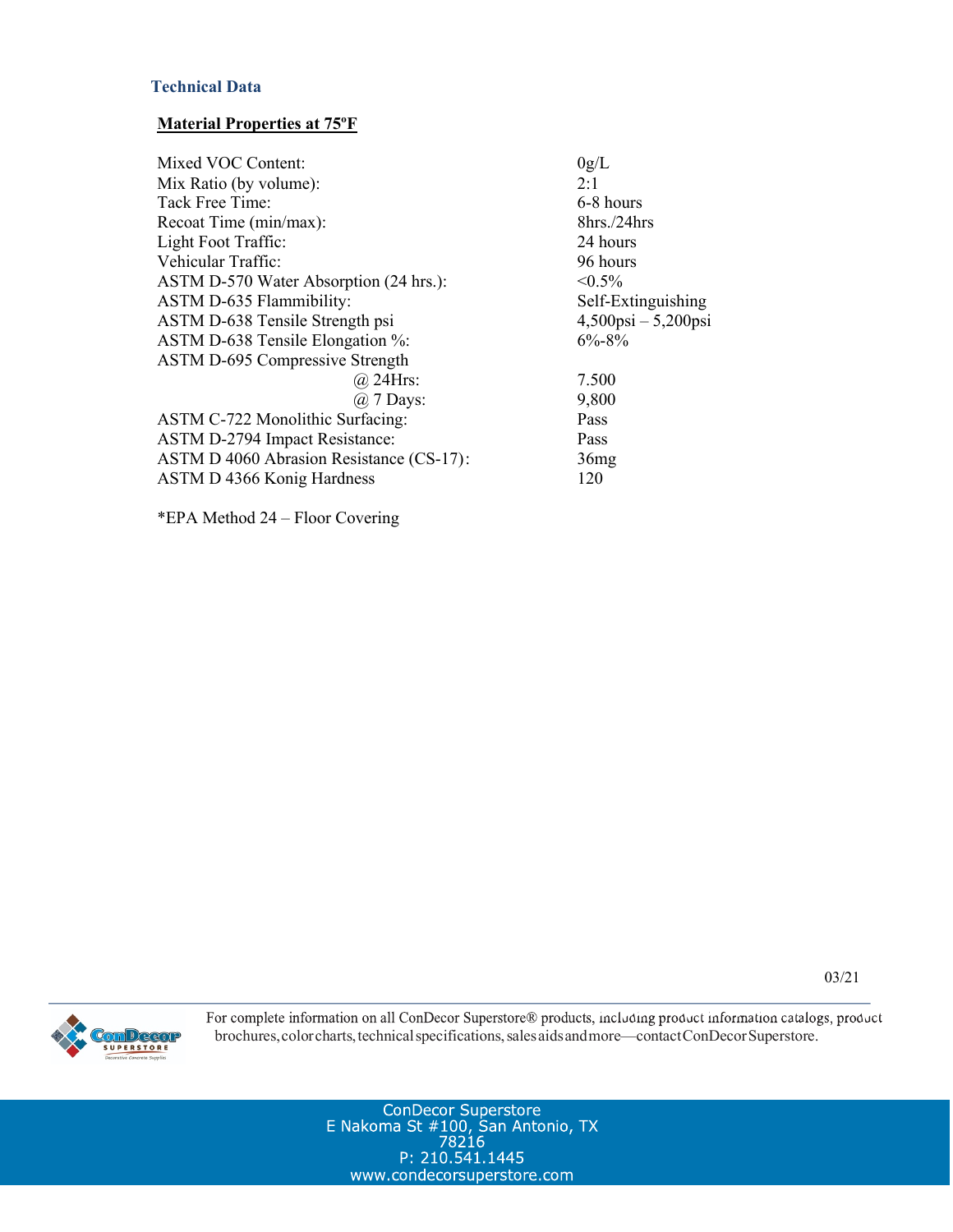## Technical Data

**Material Properties at 75ºF**

| | |
|---|---|
| Mixed VOC Content: | 0g/L |
| Mix Ratio (by volume): | 2:1 |
| Tack Free Time: | 6-8 hours |
| Recoat Time (min/max): | 8hrs./24hrs |
| Light Foot Traffic: | 24 hours |
| Vehicular Traffic: | 96 hours |
| ASTM D-570 Water Absorption (24 hrs.): | <0.5% |
| ASTM D-635 Flammibility: | Self-Extinguishing |
| ASTM D-638 Tensile Strength psi | 4,500psi – 5,200psi |
| ASTM D-638 Tensile Elongation %: | 6%-8% |
| ASTM D-695 Compressive Strength | |
| @ 24Hrs: | 7.500 |
| @ 7 Days: | 9,800 |
| ASTM C-722 Monolithic Surfacing: | Pass |
| ASTM D-2794 Impact Resistance: | Pass |
| ASTM D 4060 Abrasion Resistance (CS-17): | 36mg |
| ASTM D 4366 Konig Hardness | 120 |

*EPA Method 24 – Floor Covering

03/21

For complete information on all ConDecor Superstore® products, including product information catalogs, product brochures, color charts, technical specifications, sales aids and more—contact ConDecor Superstore.

ConDecor Superstore
E Nakoma St #100, San Antonio, TX
78216
P: 210.541.1445
www.condecorsuperstore.com